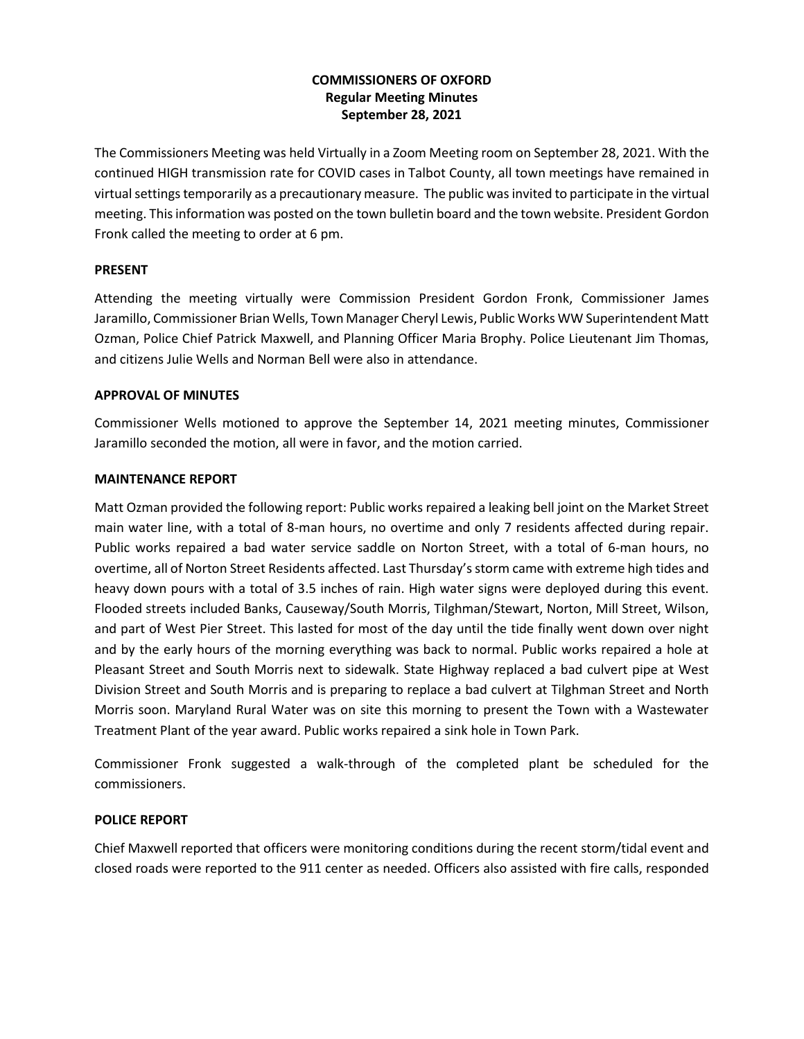**COMMISSIONERS OF OXFORD**
**Regular Meeting Minutes**
**September 28, 2021**

The Commissioners Meeting was held Virtually in a Zoom Meeting room on September 28, 2021. With the continued HIGH transmission rate for COVID cases in Talbot County, all town meetings have remained in virtual settings temporarily as a precautionary measure. The public was invited to participate in the virtual meeting. This information was posted on the town bulletin board and the town website. President Gordon Fronk called the meeting to order at 6 pm.

**PRESENT**

Attending the meeting virtually were Commission President Gordon Fronk, Commissioner James Jaramillo, Commissioner Brian Wells, Town Manager Cheryl Lewis, Public Works WW Superintendent Matt Ozman, Police Chief Patrick Maxwell, and Planning Officer Maria Brophy. Police Lieutenant Jim Thomas, and citizens Julie Wells and Norman Bell were also in attendance.

**APPROVAL OF MINUTES**

Commissioner Wells motioned to approve the September 14, 2021 meeting minutes, Commissioner Jaramillo seconded the motion, all were in favor, and the motion carried.

**MAINTENANCE REPORT**

Matt Ozman provided the following report: Public works repaired a leaking bell joint on the Market Street main water line, with a total of 8-man hours, no overtime and only 7 residents affected during repair. Public works repaired a bad water service saddle on Norton Street, with a total of 6-man hours, no overtime, all of Norton Street Residents affected. Last Thursday's storm came with extreme high tides and heavy down pours with a total of 3.5 inches of rain. High water signs were deployed during this event. Flooded streets included Banks, Causeway/South Morris, Tilghman/Stewart, Norton, Mill Street, Wilson, and part of West Pier Street. This lasted for most of the day until the tide finally went down over night and by the early hours of the morning everything was back to normal. Public works repaired a hole at Pleasant Street and South Morris next to sidewalk. State Highway replaced a bad culvert pipe at West Division Street and South Morris and is preparing to replace a bad culvert at Tilghman Street and North Morris soon. Maryland Rural Water was on site this morning to present the Town with a Wastewater Treatment Plant of the year award. Public works repaired a sink hole in Town Park.

Commissioner Fronk suggested a walk-through of the completed plant be scheduled for the commissioners.

**POLICE REPORT**

Chief Maxwell reported that officers were monitoring conditions during the recent storm/tidal event and closed roads were reported to the 911 center as needed. Officers also assisted with fire calls, responded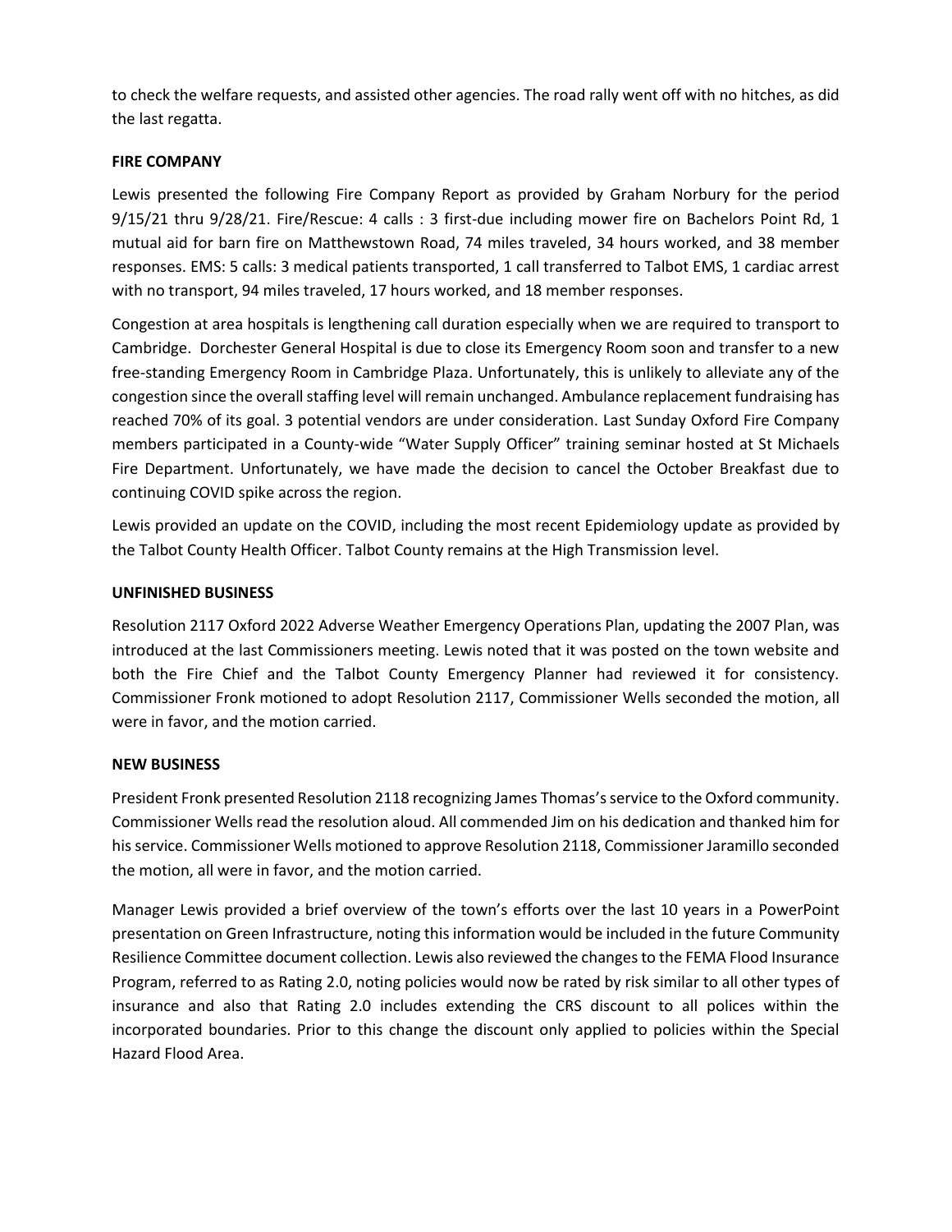to check the welfare requests, and assisted other agencies. The road rally went off with no hitches, as did the last regatta.

**FIRE COMPANY**

Lewis presented the following Fire Company Report as provided by Graham Norbury for the period 9/15/21 thru 9/28/21. Fire/Rescue: 4 calls : 3 first-due including mower fire on Bachelors Point Rd, 1 mutual aid for barn fire on Matthewstown Road, 74 miles traveled, 34 hours worked, and 38 member responses. EMS: 5 calls: 3 medical patients transported, 1 call transferred to Talbot EMS, 1 cardiac arrest with no transport, 94 miles traveled, 17 hours worked, and 18 member responses.

Congestion at area hospitals is lengthening call duration especially when we are required to transport to Cambridge. Dorchester General Hospital is due to close its Emergency Room soon and transfer to a new free-standing Emergency Room in Cambridge Plaza. Unfortunately, this is unlikely to alleviate any of the congestion since the overall staffing level will remain unchanged. Ambulance replacement fundraising has reached 70% of its goal. 3 potential vendors are under consideration. Last Sunday Oxford Fire Company members participated in a County-wide "Water Supply Officer" training seminar hosted at St Michaels Fire Department. Unfortunately, we have made the decision to cancel the October Breakfast due to continuing COVID spike across the region.

Lewis provided an update on the COVID, including the most recent Epidemiology update as provided by the Talbot County Health Officer. Talbot County remains at the High Transmission level.

**UNFINISHED BUSINESS**

Resolution 2117 Oxford 2022 Adverse Weather Emergency Operations Plan, updating the 2007 Plan, was introduced at the last Commissioners meeting. Lewis noted that it was posted on the town website and both the Fire Chief and the Talbot County Emergency Planner had reviewed it for consistency. Commissioner Fronk motioned to adopt Resolution 2117, Commissioner Wells seconded the motion, all were in favor, and the motion carried.

**NEW BUSINESS**

President Fronk presented Resolution 2118 recognizing James Thomas's service to the Oxford community. Commissioner Wells read the resolution aloud. All commended Jim on his dedication and thanked him for his service. Commissioner Wells motioned to approve Resolution 2118, Commissioner Jaramillo seconded the motion, all were in favor, and the motion carried.

Manager Lewis provided a brief overview of the town's efforts over the last 10 years in a PowerPoint presentation on Green Infrastructure, noting this information would be included in the future Community Resilience Committee document collection. Lewis also reviewed the changes to the FEMA Flood Insurance Program, referred to as Rating 2.0, noting policies would now be rated by risk similar to all other types of insurance and also that Rating 2.0 includes extending the CRS discount to all polices within the incorporated boundaries. Prior to this change the discount only applied to policies within the Special Hazard Flood Area.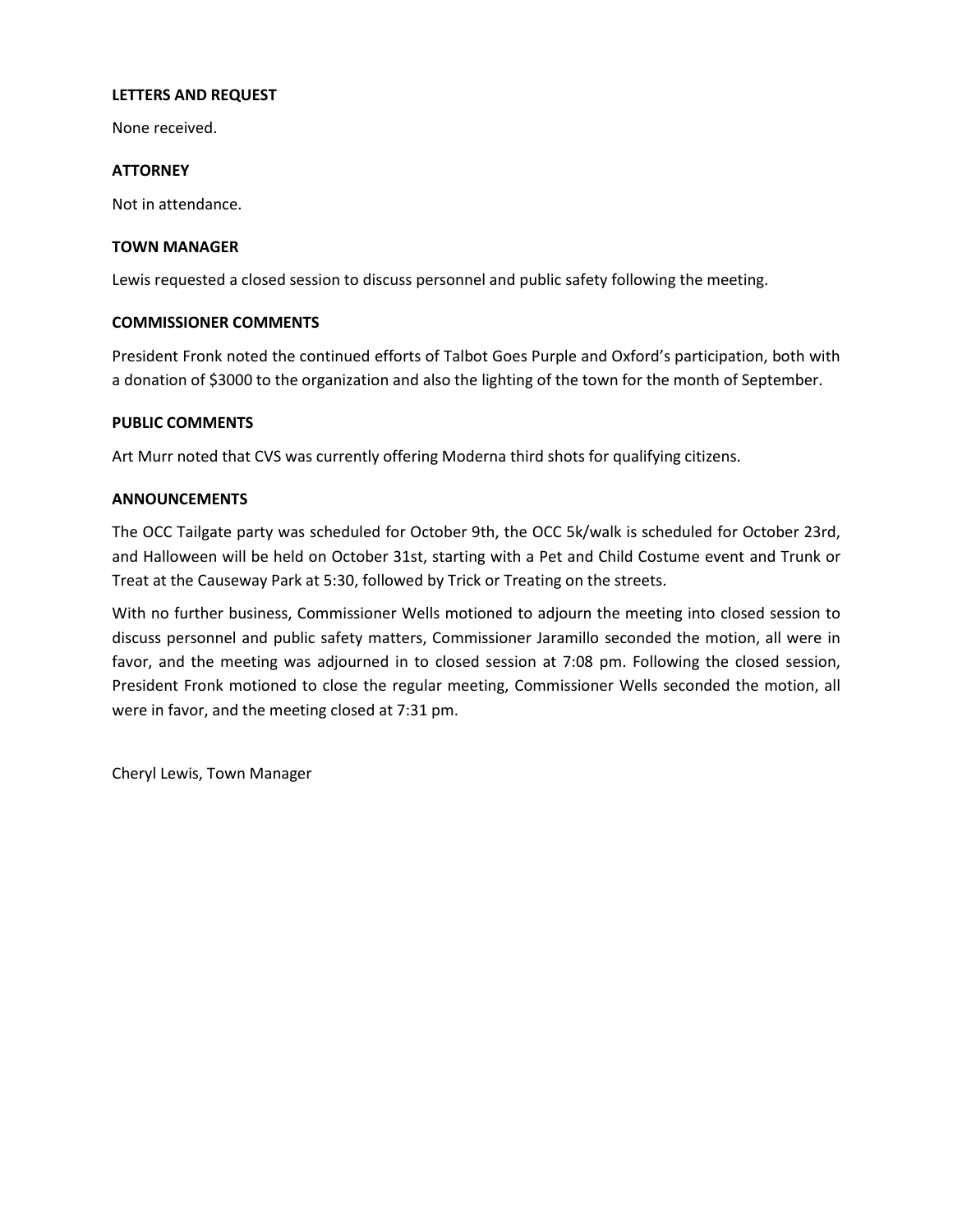**LETTERS AND REQUEST**

None received.

**ATTORNEY**

Not in attendance.

**TOWN MANAGER**

Lewis requested a closed session to discuss personnel and public safety following the meeting.

**COMMISSIONER COMMENTS**

President Fronk noted the continued efforts of Talbot Goes Purple and Oxford's participation, both with a donation of $3000 to the organization and also the lighting of the town for the month of September.

**PUBLIC COMMENTS**

Art Murr noted that CVS was currently offering Moderna third shots for qualifying citizens.

**ANNOUNCEMENTS**

The OCC Tailgate party was scheduled for October 9th, the OCC 5k/walk is scheduled for October 23rd, and Halloween will be held on October 31st, starting with a Pet and Child Costume event and Trunk or Treat at the Causeway Park at 5:30, followed by Trick or Treating on the streets.

With no further business, Commissioner Wells motioned to adjourn the meeting into closed session to discuss personnel and public safety matters, Commissioner Jaramillo seconded the motion, all were in favor, and the meeting was adjourned in to closed session at 7:08 pm. Following the closed session, President Fronk motioned to close the regular meeting, Commissioner Wells seconded the motion, all were in favor, and the meeting closed at 7:31 pm.

Cheryl Lewis, Town Manager